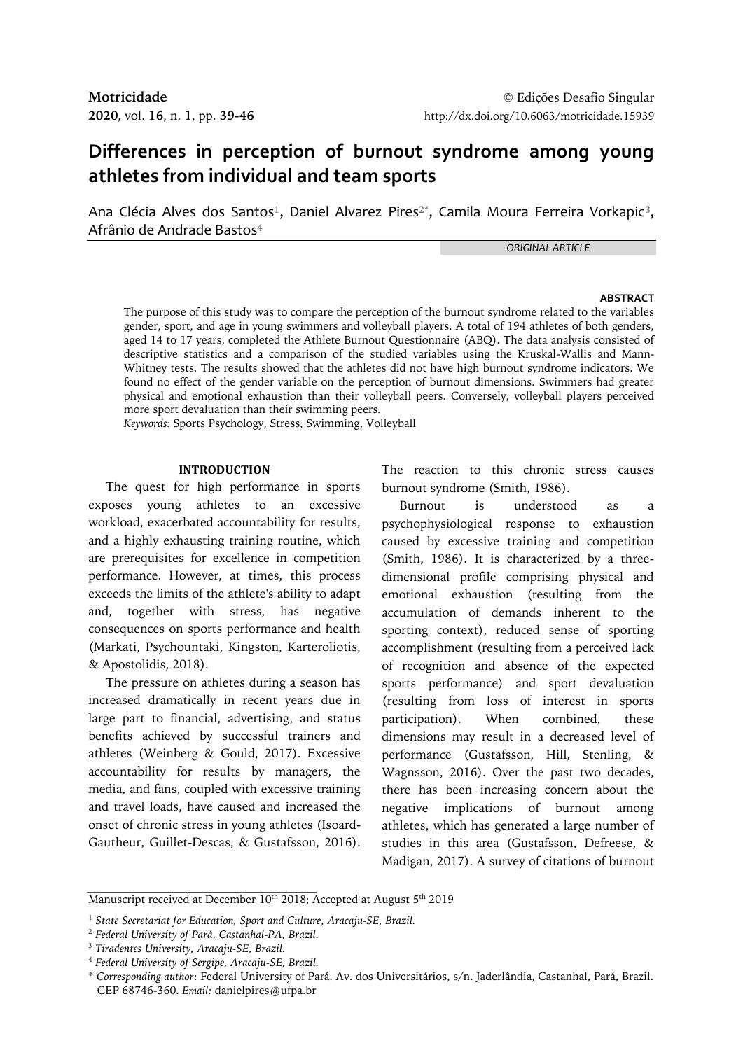# Differences in perception of burnout syndrome among young athletes from individual and team sports

Ana Clécia Alves dos Santos[1], Daniel Alvarez Pires[2*], Camila Moura Ferreira Vorkapic[3], Afrânio de Andrade Bastos[4]

*ORIGINAL ARTICLE*

## ABSTRACT

The purpose of this study was to compare the perception of the burnout syndrome related to the variables gender, sport, and age in young swimmers and volleyball players. A total of 194 athletes of both genders, aged 14 to 17 years, completed the Athlete Burnout Questionnaire (ABQ). The data analysis consisted of descriptive statistics and a comparison of the studied variables using the Kruskal-Wallis and Mann-Whitney tests. The results showed that the athletes did not have high burnout syndrome indicators. We found no effect of the gender variable on the perception of burnout dimensions. Swimmers had greater physical and emotional exhaustion than their volleyball peers. Conversely, volleyball players perceived more sport devaluation than their swimming peers.

*Keywords:* Sports Psychology, Stress, Swimming, Volleyball

## INTRODUCTION

The quest for high performance in sports exposes young athletes to an excessive workload, exacerbated accountability for results, and a highly exhausting training routine, which are prerequisites for excellence in competition performance. However, at times, this process exceeds the limits of the athlete's ability to adapt and, together with stress, has negative consequences on sports performance and health (Markati, Psychountaki, Kingston, Karteroliotis, & Apostolidis, 2018).

The pressure on athletes during a season has increased dramatically in recent years due in large part to financial, advertising, and status benefits achieved by successful trainers and athletes (Weinberg & Gould, 2017). Excessive accountability for results by managers, the media, and fans, coupled with excessive training and travel loads, have caused and increased the onset of chronic stress in young athletes (Isoard-Gautheur, Guillet-Descas, & Gustafsson, 2016). The reaction to this chronic stress causes burnout syndrome (Smith, 1986).

Burnout is understood as a psychophysiological response to exhaustion caused by excessive training and competition (Smith, 1986). It is characterized by a three-dimensional profile comprising physical and emotional exhaustion (resulting from the accumulation of demands inherent to the sporting context), reduced sense of sporting accomplishment (resulting from a perceived lack of recognition and absence of the expected sports performance) and sport devaluation (resulting from loss of interest in sports participation). When combined, these dimensions may result in a decreased level of performance (Gustafsson, Hill, Stenling, & Wagnsson, 2016). Over the past two decades, there has been increasing concern about the negative implications of burnout among athletes, which has generated a large number of studies in this area (Gustafsson, Defreese, & Madigan, 2017). A survey of citations of burnout

Manuscript received at December 10th 2018; Accepted at August 5th 2019

[1] *State Secretariat for Education, Sport and Culture, Aracaju-SE, Brazil.*
[2] *Federal University of Pará, Castanhal-PA, Brazil.*
[3] *Tiradentes University, Aracaju-SE, Brazil.*
[4] *Federal University of Sergipe, Aracaju-SE, Brazil.*
* *Corresponding author*: Federal University of Pará. Av. dos Universitários, s/n. Jaderlândia, Castanhal, Pará, Brazil. CEP 68746-360. *Email:* danielpires@ufpa.br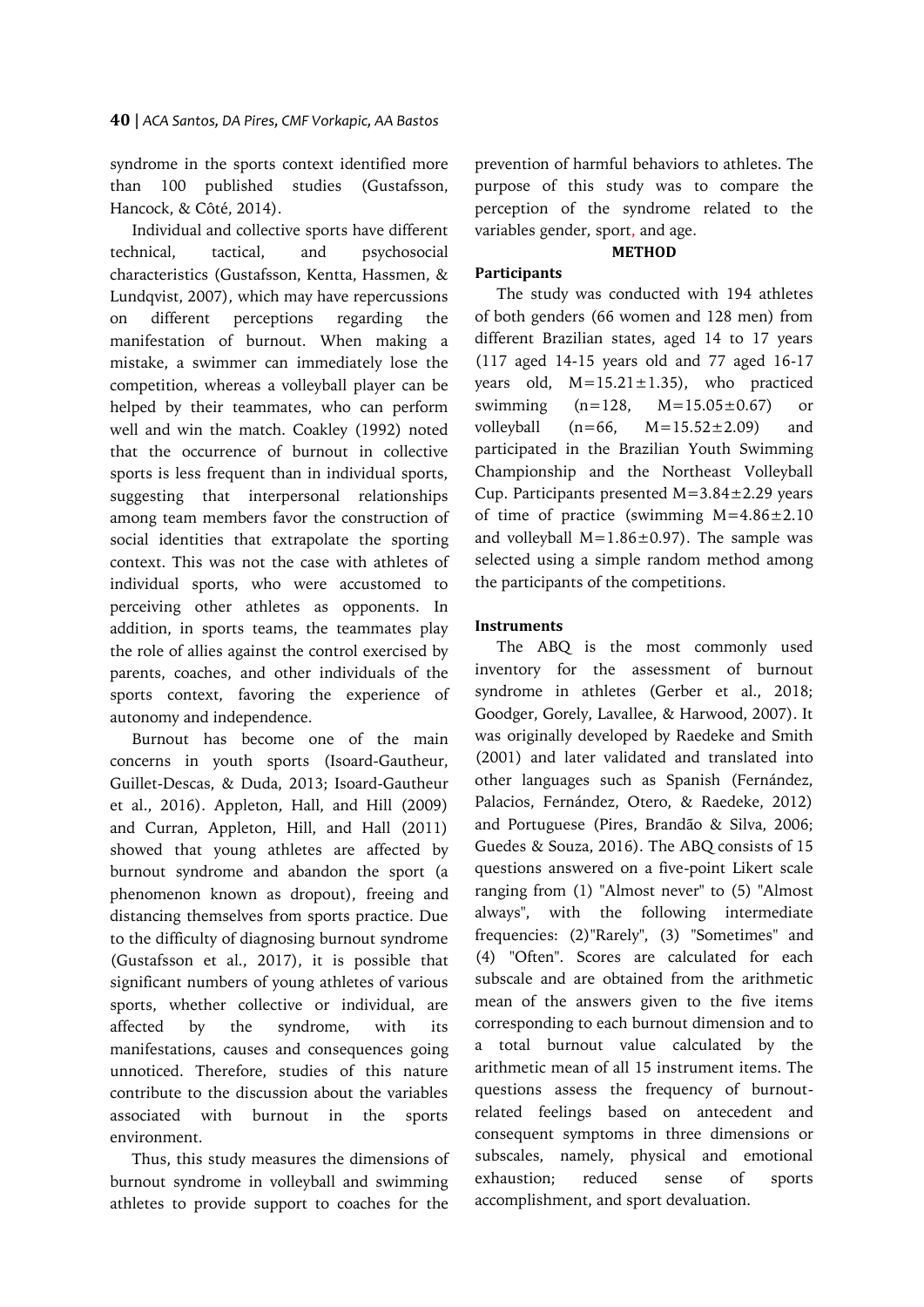syndrome in the sports context identified more than 100 published studies (Gustafsson, Hancock, & Côté, 2014).

Individual and collective sports have different technical, tactical, and psychosocial characteristics (Gustafsson, Kentta, Hassmen, & Lundqvist, 2007), which may have repercussions on different perceptions regarding the manifestation of burnout. When making a mistake, a swimmer can immediately lose the competition, whereas a volleyball player can be helped by their teammates, who can perform well and win the match. Coakley (1992) noted that the occurrence of burnout in collective sports is less frequent than in individual sports, suggesting that interpersonal relationships among team members favor the construction of social identities that extrapolate the sporting context. This was not the case with athletes of individual sports, who were accustomed to perceiving other athletes as opponents. In addition, in sports teams, the teammates play the role of allies against the control exercised by parents, coaches, and other individuals of the sports context, favoring the experience of autonomy and independence.

Burnout has become one of the main concerns in youth sports (Isoard-Gautheur, Guillet-Descas, & Duda, 2013; Isoard-Gautheur et al., 2016). Appleton, Hall, and Hill (2009) and Curran, Appleton, Hill, and Hall (2011) showed that young athletes are affected by burnout syndrome and abandon the sport (a phenomenon known as dropout), freeing and distancing themselves from sports practice. Due to the difficulty of diagnosing burnout syndrome (Gustafsson et al., 2017), it is possible that significant numbers of young athletes of various sports, whether collective or individual, are affected by the syndrome, with its manifestations, causes and consequences going unnoticed. Therefore, studies of this nature contribute to the discussion about the variables associated with burnout in the sports environment.

Thus, this study measures the dimensions of burnout syndrome in volleyball and swimming athletes to provide support to coaches for the prevention of harmful behaviors to athletes. The purpose of this study was to compare the perception of the syndrome related to the variables gender, sport, and age.

## METHOD

### Participants

The study was conducted with 194 athletes of both genders (66 women and 128 men) from different Brazilian states, aged 14 to 17 years (117 aged 14-15 years old and 77 aged 16-17 years old, $M=15.21\pm1.35$), who practiced swimming ($n=128$, $M=15.05\pm0.67$) or volleyball ($n=66$, $M=15.52\pm2.09$) and participated in the Brazilian Youth Swimming Championship and the Northeast Volleyball Cup. Participants presented $M=3.84\pm2.29$ years of time of practice (swimming $M=4.86\pm2.10$ and volleyball $M=1.86\pm0.97$). The sample was selected using a simple random method among the participants of the competitions.

### Instruments

The ABQ is the most commonly used inventory for the assessment of burnout syndrome in athletes (Gerber et al., 2018; Goodger, Gorely, Lavallee, & Harwood, 2007). It was originally developed by Raedeke and Smith (2001) and later validated and translated into other languages such as Spanish (Fernández, Palacios, Fernández, Otero, & Raedeke, 2012) and Portuguese (Pires, Brandão & Silva, 2006; Guedes & Souza, 2016). The ABQ consists of 15 questions answered on a five-point Likert scale ranging from (1) "Almost never" to (5) "Almost always", with the following intermediate frequencies: (2)"Rarely", (3) "Sometimes" and (4) "Often". Scores are calculated for each subscale and are obtained from the arithmetic mean of the answers given to the five items corresponding to each burnout dimension and to a total burnout value calculated by the arithmetic mean of all 15 instrument items. The questions assess the frequency of burnout-related feelings based on antecedent and consequent symptoms in three dimensions or subscales, namely, physical and emotional exhaustion; reduced sense of sports accomplishment, and sport devaluation.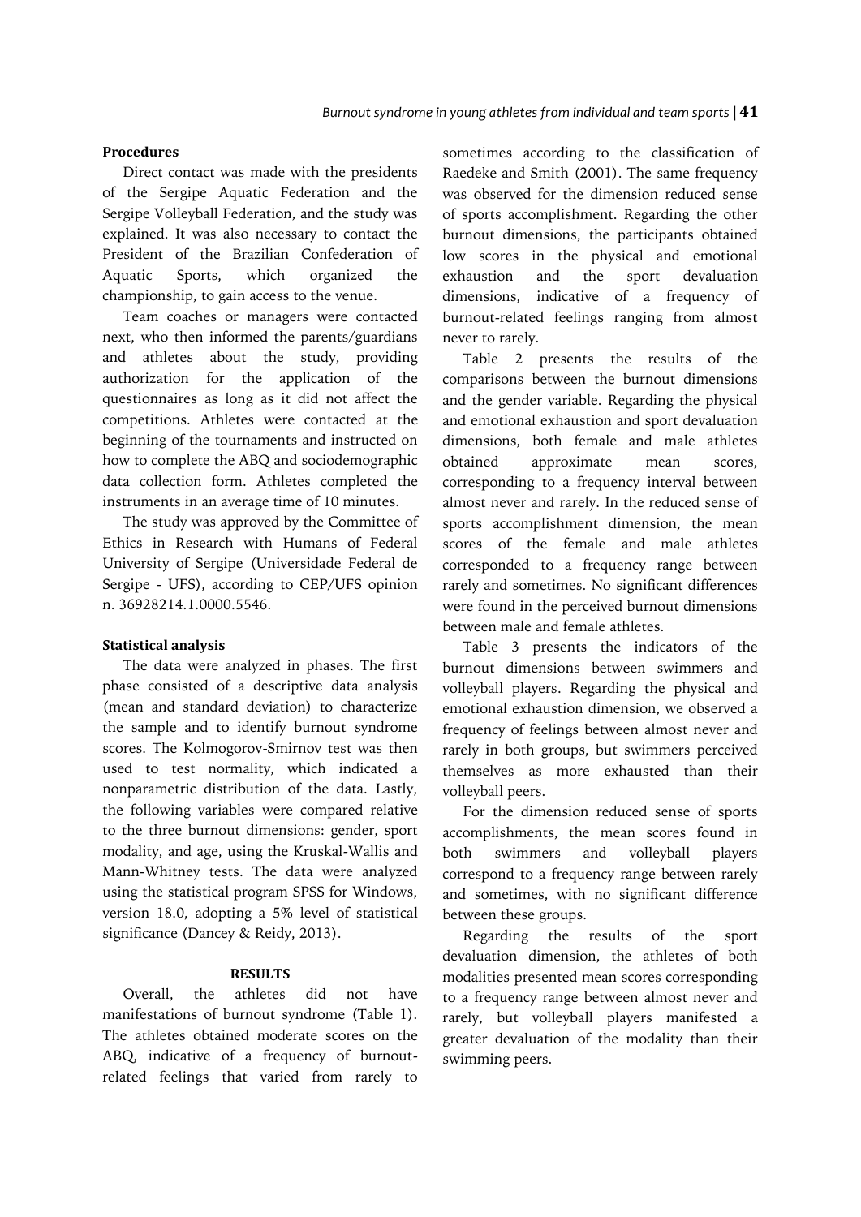**Procedures**

Direct contact was made with the presidents of the Sergipe Aquatic Federation and the Sergipe Volleyball Federation, and the study was explained. It was also necessary to contact the President of the Brazilian Confederation of Aquatic Sports, which organized the championship, to gain access to the venue.

Team coaches or managers were contacted next, who then informed the parents/guardians and athletes about the study, providing authorization for the application of the questionnaires as long as it did not affect the competitions. Athletes were contacted at the beginning of the tournaments and instructed on how to complete the ABQ and sociodemographic data collection form. Athletes completed the instruments in an average time of 10 minutes.

The study was approved by the Committee of Ethics in Research with Humans of Federal University of Sergipe (Universidade Federal de Sergipe - UFS), according to CEP/UFS opinion n. 36928214.1.0000.5546.

**Statistical analysis**

The data were analyzed in phases. The first phase consisted of a descriptive data analysis (mean and standard deviation) to characterize the sample and to identify burnout syndrome scores. The Kolmogorov-Smirnov test was then used to test normality, which indicated a nonparametric distribution of the data. Lastly, the following variables were compared relative to the three burnout dimensions: gender, sport modality, and age, using the Kruskal-Wallis and Mann-Whitney tests. The data were analyzed using the statistical program SPSS for Windows, version 18.0, adopting a 5% level of statistical significance (Dancey & Reidy, 2013).

## RESULTS

Overall, the athletes did not have manifestations of burnout syndrome (Table 1). The athletes obtained moderate scores on the ABQ, indicative of a frequency of burnout-related feelings that varied from rarely to sometimes according to the classification of Raedeke and Smith (2001). The same frequency was observed for the dimension reduced sense of sports accomplishment. Regarding the other burnout dimensions, the participants obtained low scores in the physical and emotional exhaustion and the sport devaluation dimensions, indicative of a frequency of burnout-related feelings ranging from almost never to rarely.

Table 2 presents the results of the comparisons between the burnout dimensions and the gender variable. Regarding the physical and emotional exhaustion and sport devaluation dimensions, both female and male athletes obtained approximate mean scores, corresponding to a frequency interval between almost never and rarely. In the reduced sense of sports accomplishment dimension, the mean scores of the female and male athletes corresponded to a frequency range between rarely and sometimes. No significant differences were found in the perceived burnout dimensions between male and female athletes.

Table 3 presents the indicators of the burnout dimensions between swimmers and volleyball players. Regarding the physical and emotional exhaustion dimension, we observed a frequency of feelings between almost never and rarely in both groups, but swimmers perceived themselves as more exhausted than their volleyball peers.

For the dimension reduced sense of sports accomplishments, the mean scores found in both swimmers and volleyball players correspond to a frequency range between rarely and sometimes, with no significant difference between these groups.

Regarding the results of the sport devaluation dimension, the athletes of both modalities presented mean scores corresponding to a frequency range between almost never and rarely, but volleyball players manifested a greater devaluation of the modality than their swimming peers.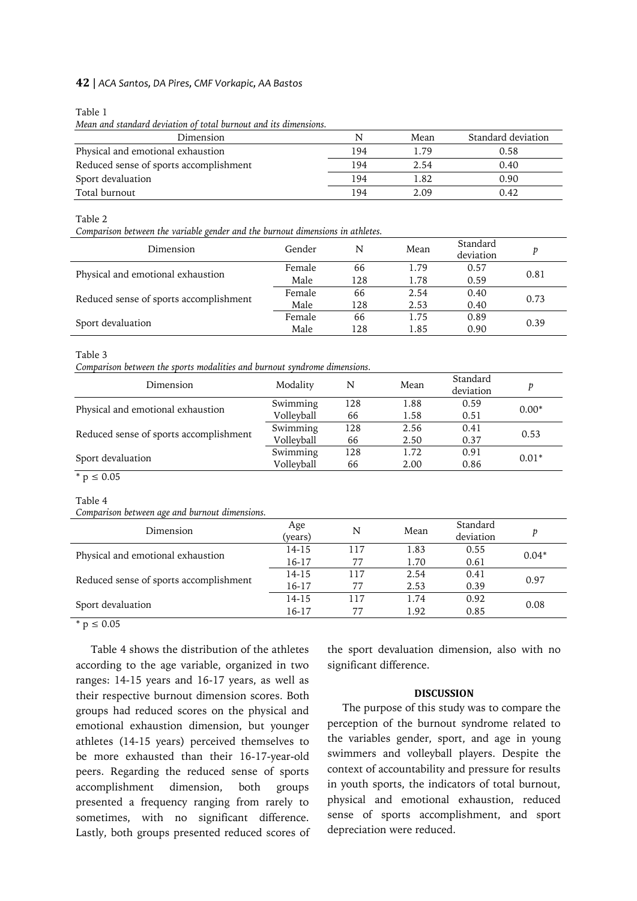Table 1

*Mean and standard deviation of total burnout and its dimensions.*

| Dimension | N | Mean | Standard deviation |
|---|---|---|---|
| Physical and emotional exhaustion | 194 | 1.79 | 0.58 |
| Reduced sense of sports accomplishment | 194 | 2.54 | 0.40 |
| Sport devaluation | 194 | 1.82 | 0.90 |
| Total burnout | 194 | 2.09 | 0.42 |

Table 2

*Comparison between the variable gender and the burnout dimensions in athletes.*

| Dimension | Gender | N | Mean | Standard deviation | *p* |
|---|---|---|---|---|---|
| Physical and emotional exhaustion | Female | 66 | 1.79 | 0.57 | 0.81 |
| | Male | 128 | 1.78 | 0.59 | |
| Reduced sense of sports accomplishment | Female | 66 | 2.54 | 0.40 | 0.73 |
| | Male | 128 | 2.53 | 0.40 | |
| Sport devaluation | Female | 66 | 1.75 | 0.89 | 0.39 |
| | Male | 128 | 1.85 | 0.90 | |

Table 3

*Comparison between the sports modalities and burnout syndrome dimensions.*

| Dimension | Modality | N | Mean | Standard deviation | *p* |
|---|---|---|---|---|---|
| Physical and emotional exhaustion | Swimming | 128 | 1.88 | 0.59 | 0.00* |
| | Volleyball | 66 | 1.58 | 0.51 | |
| Reduced sense of sports accomplishment | Swimming | 128 | 2.56 | 0.41 | 0.53 |
| | Volleyball | 66 | 2.50 | 0.37 | |
| Sport devaluation | Swimming | 128 | 1.72 | 0.91 | 0.01* |
| | Volleyball | 66 | 2.00 | 0.86 | |

* $p \leq 0.05$

Table 4

*Comparison between age and burnout dimensions.*

| Dimension | Age (years) | N | Mean | Standard deviation | *p* |
|---|---|---|---|---|---|
| Physical and emotional exhaustion | 14-15 | 117 | 1.83 | 0.55 | 0.04* |
| | 16-17 | 77 | 1.70 | 0.61 | |
| Reduced sense of sports accomplishment | 14-15 | 117 | 2.54 | 0.41 | 0.97 |
| | 16-17 | 77 | 2.53 | 0.39 | |
| Sport devaluation | 14-15 | 117 | 1.74 | 0.92 | 0.08 |
| | 16-17 | 77 | 1.92 | 0.85 | |

* $p \leq 0.05$

Table 4 shows the distribution of the athletes according to the age variable, organized in two ranges: 14-15 years and 16-17 years, as well as their respective burnout dimension scores. Both groups had reduced scores on the physical and emotional exhaustion dimension, but younger athletes (14-15 years) perceived themselves to be more exhausted than their 16-17-year-old peers. Regarding the reduced sense of sports accomplishment dimension, both groups presented a frequency ranging from rarely to sometimes, with no significant difference. Lastly, both groups presented reduced scores of the sport devaluation dimension, also with no significant difference.

## DISCUSSION

The purpose of this study was to compare the perception of the burnout syndrome related to the variables gender, sport, and age in young swimmers and volleyball players. Despite the context of accountability and pressure for results in youth sports, the indicators of total burnout, physical and emotional exhaustion, reduced sense of sports accomplishment, and sport depreciation were reduced.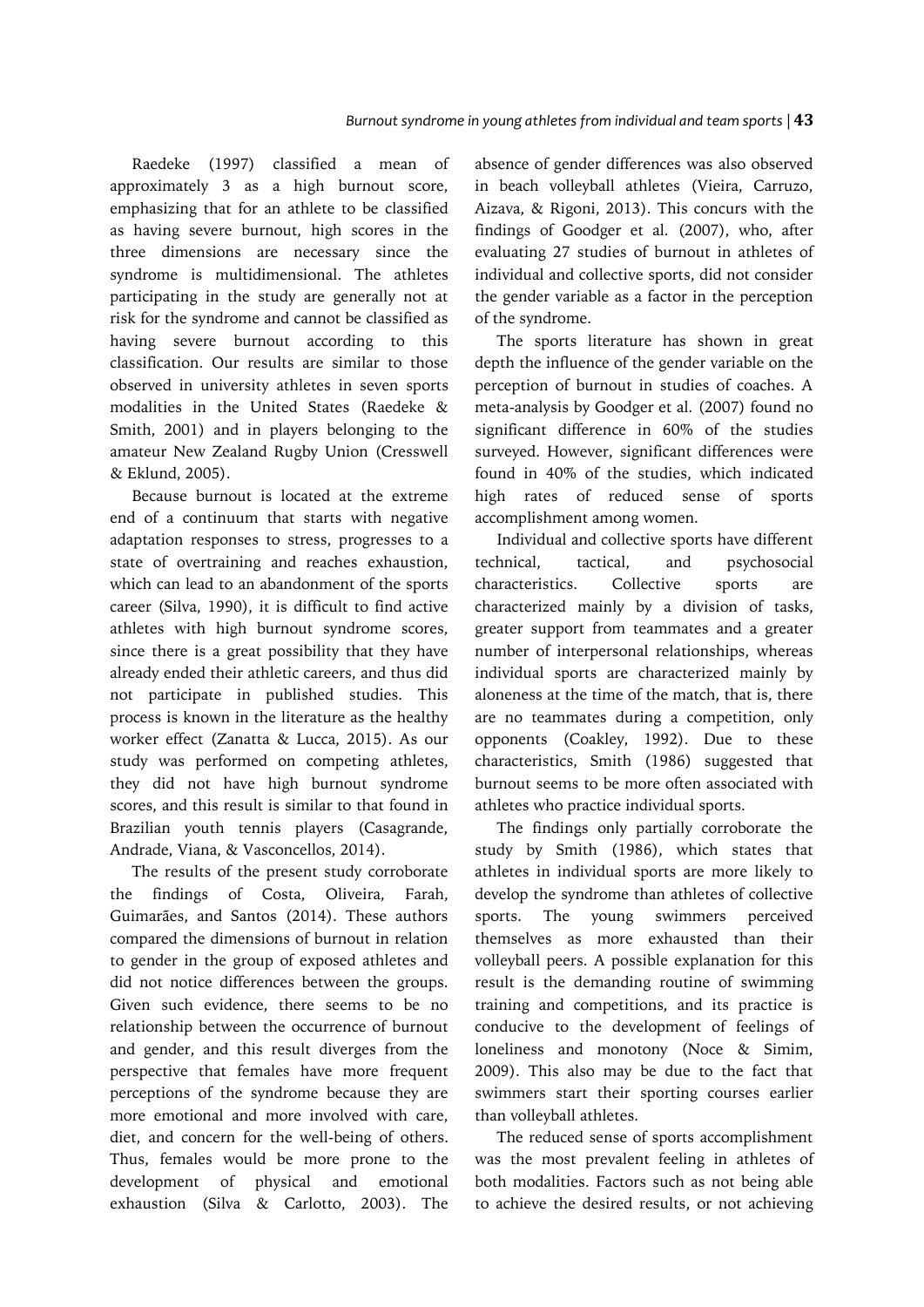Raedeke (1997) classified a mean of approximately 3 as a high burnout score, emphasizing that for an athlete to be classified as having severe burnout, high scores in the three dimensions are necessary since the syndrome is multidimensional. The athletes participating in the study are generally not at risk for the syndrome and cannot be classified as having severe burnout according to this classification. Our results are similar to those observed in university athletes in seven sports modalities in the United States (Raedeke & Smith, 2001) and in players belonging to the amateur New Zealand Rugby Union (Cresswell & Eklund, 2005).

Because burnout is located at the extreme end of a continuum that starts with negative adaptation responses to stress, progresses to a state of overtraining and reaches exhaustion, which can lead to an abandonment of the sports career (Silva, 1990), it is difficult to find active athletes with high burnout syndrome scores, since there is a great possibility that they have already ended their athletic careers, and thus did not participate in published studies. This process is known in the literature as the healthy worker effect (Zanatta & Lucca, 2015). As our study was performed on competing athletes, they did not have high burnout syndrome scores, and this result is similar to that found in Brazilian youth tennis players (Casagrande, Andrade, Viana, & Vasconcellos, 2014).

The results of the present study corroborate the findings of Costa, Oliveira, Farah, Guimarães, and Santos (2014). These authors compared the dimensions of burnout in relation to gender in the group of exposed athletes and did not notice differences between the groups. Given such evidence, there seems to be no relationship between the occurrence of burnout and gender, and this result diverges from the perspective that females have more frequent perceptions of the syndrome because they are more emotional and more involved with care, diet, and concern for the well-being of others. Thus, females would be more prone to the development of physical and emotional exhaustion (Silva & Carlotto, 2003). The absence of gender differences was also observed in beach volleyball athletes (Vieira, Carruzo, Aizava, & Rigoni, 2013). This concurs with the findings of Goodger et al. (2007), who, after evaluating 27 studies of burnout in athletes of individual and collective sports, did not consider the gender variable as a factor in the perception of the syndrome.

The sports literature has shown in great depth the influence of the gender variable on the perception of burnout in studies of coaches. A meta-analysis by Goodger et al. (2007) found no significant difference in 60% of the studies surveyed. However, significant differences were found in 40% of the studies, which indicated high rates of reduced sense of sports accomplishment among women.

Individual and collective sports have different technical, tactical, and psychosocial characteristics. Collective sports are characterized mainly by a division of tasks, greater support from teammates and a greater number of interpersonal relationships, whereas individual sports are characterized mainly by aloneness at the time of the match, that is, there are no teammates during a competition, only opponents (Coakley, 1992). Due to these characteristics, Smith (1986) suggested that burnout seems to be more often associated with athletes who practice individual sports.

The findings only partially corroborate the study by Smith (1986), which states that athletes in individual sports are more likely to develop the syndrome than athletes of collective sports. The young swimmers perceived themselves as more exhausted than their volleyball peers. A possible explanation for this result is the demanding routine of swimming training and competitions, and its practice is conducive to the development of feelings of loneliness and monotony (Noce & Simim, 2009). This also may be due to the fact that swimmers start their sporting courses earlier than volleyball athletes.

The reduced sense of sports accomplishment was the most prevalent feeling in athletes of both modalities. Factors such as not being able to achieve the desired results, or not achieving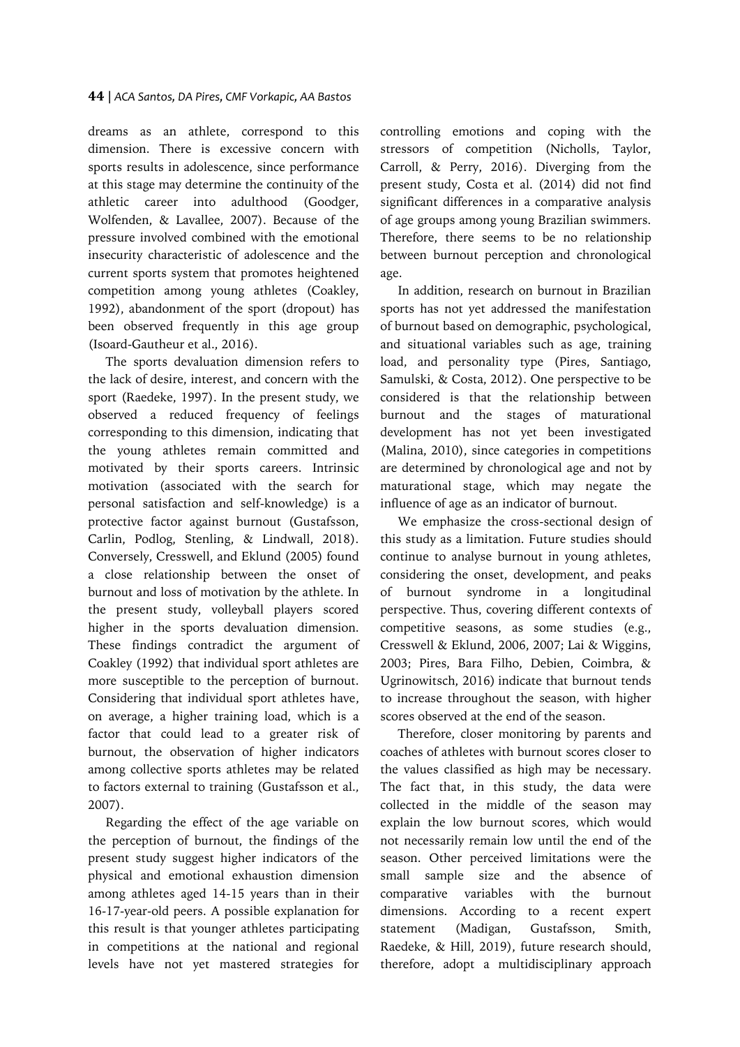dreams as an athlete, correspond to this dimension. There is excessive concern with sports results in adolescence, since performance at this stage may determine the continuity of the athletic career into adulthood (Goodger, Wolfenden, & Lavallee, 2007). Because of the pressure involved combined with the emotional insecurity characteristic of adolescence and the current sports system that promotes heightened competition among young athletes (Coakley, 1992), abandonment of the sport (dropout) has been observed frequently in this age group (Isoard-Gautheur et al., 2016).

The sports devaluation dimension refers to the lack of desire, interest, and concern with the sport (Raedeke, 1997). In the present study, we observed a reduced frequency of feelings corresponding to this dimension, indicating that the young athletes remain committed and motivated by their sports careers. Intrinsic motivation (associated with the search for personal satisfaction and self-knowledge) is a protective factor against burnout (Gustafsson, Carlin, Podlog, Stenling, & Lindwall, 2018). Conversely, Cresswell, and Eklund (2005) found a close relationship between the onset of burnout and loss of motivation by the athlete. In the present study, volleyball players scored higher in the sports devaluation dimension. These findings contradict the argument of Coakley (1992) that individual sport athletes are more susceptible to the perception of burnout. Considering that individual sport athletes have, on average, a higher training load, which is a factor that could lead to a greater risk of burnout, the observation of higher indicators among collective sports athletes may be related to factors external to training (Gustafsson et al., 2007).

Regarding the effect of the age variable on the perception of burnout, the findings of the present study suggest higher indicators of the physical and emotional exhaustion dimension among athletes aged 14-15 years than in their 16-17-year-old peers. A possible explanation for this result is that younger athletes participating in competitions at the national and regional levels have not yet mastered strategies for controlling emotions and coping with the stressors of competition (Nicholls, Taylor, Carroll, & Perry, 2016). Diverging from the present study, Costa et al. (2014) did not find significant differences in a comparative analysis of age groups among young Brazilian swimmers. Therefore, there seems to be no relationship between burnout perception and chronological age.

In addition, research on burnout in Brazilian sports has not yet addressed the manifestation of burnout based on demographic, psychological, and situational variables such as age, training load, and personality type (Pires, Santiago, Samulski, & Costa, 2012). One perspective to be considered is that the relationship between burnout and the stages of maturational development has not yet been investigated (Malina, 2010), since categories in competitions are determined by chronological age and not by maturational stage, which may negate the influence of age as an indicator of burnout.

We emphasize the cross-sectional design of this study as a limitation. Future studies should continue to analyse burnout in young athletes, considering the onset, development, and peaks of burnout syndrome in a longitudinal perspective. Thus, covering different contexts of competitive seasons, as some studies (e.g., Cresswell & Eklund, 2006, 2007; Lai & Wiggins, 2003; Pires, Bara Filho, Debien, Coimbra, & Ugrinowitsch, 2016) indicate that burnout tends to increase throughout the season, with higher scores observed at the end of the season.

Therefore, closer monitoring by parents and coaches of athletes with burnout scores closer to the values classified as high may be necessary. The fact that, in this study, the data were collected in the middle of the season may explain the low burnout scores, which would not necessarily remain low until the end of the season. Other perceived limitations were the small sample size and the absence of comparative variables with the burnout dimensions. According to a recent expert statement (Madigan, Gustafsson, Smith, Raedeke, & Hill, 2019), future research should, therefore, adopt a multidisciplinary approach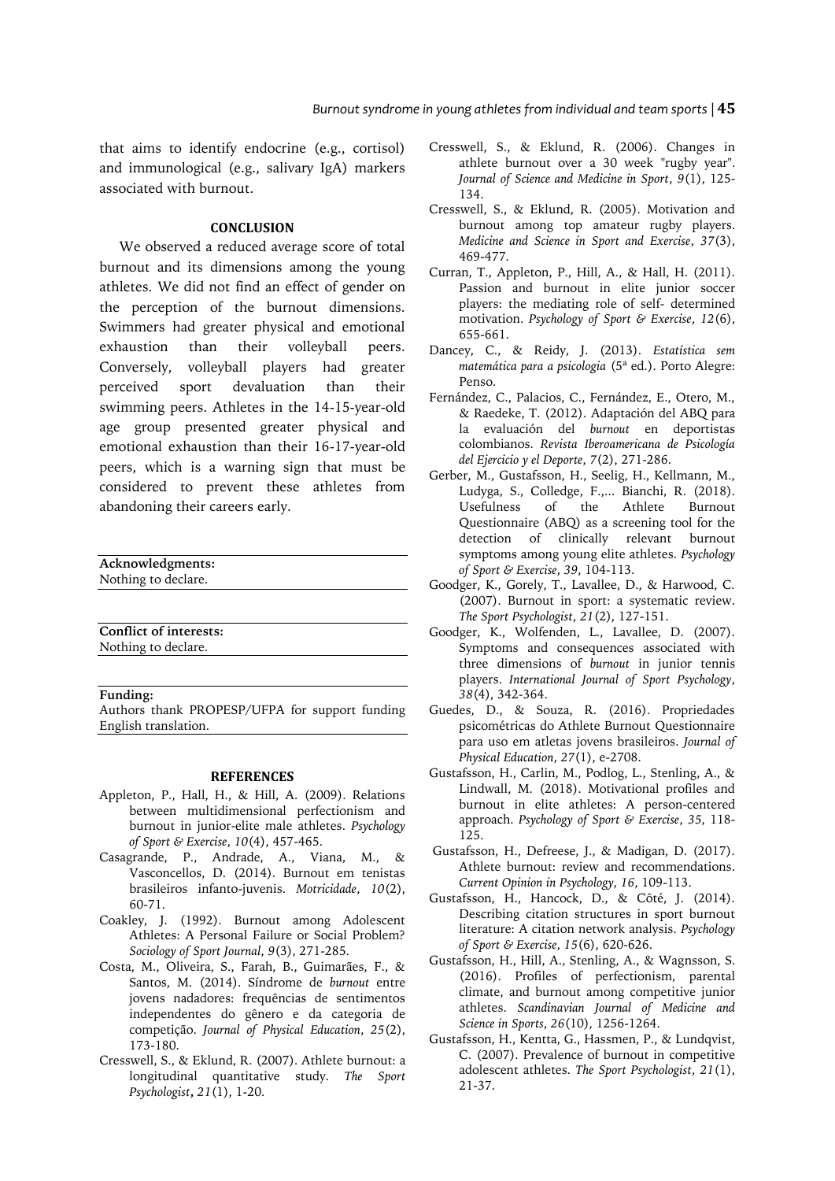that aims to identify endocrine (e.g., cortisol) and immunological (e.g., salivary IgA) markers associated with burnout.

## CONCLUSION

We observed a reduced average score of total burnout and its dimensions among the young athletes. We did not find an effect of gender on the perception of the burnout dimensions. Swimmers had greater physical and emotional exhaustion than their volleyball peers. Conversely, volleyball players had greater perceived sport devaluation than their swimming peers. Athletes in the 14-15-year-old age group presented greater physical and emotional exhaustion than their 16-17-year-old peers, which is a warning sign that must be considered to prevent these athletes from abandoning their careers early.

**Acknowledgments:**
Nothing to declare.

**Conflict of interests:**
Nothing to declare.

**Funding:**
Authors thank PROPESP/UFPA for support funding English translation.

## REFERENCES

Appleton, P., Hall, H., & Hill, A. (2009). Relations between multidimensional perfectionism and burnout in junior-elite male athletes. *Psychology of Sport & Exercise*, *10*(4), 457-465.

Casagrande, P., Andrade, A., Viana, M., & Vasconcellos, D. (2014). Burnout em tenistas brasileiros infanto-juvenis. *Motricidade*, *10*(2), 60-71.

Coakley, J. (1992). Burnout among Adolescent Athletes: A Personal Failure or Social Problem? *Sociology of Sport Journal*, *9*(3), 271-285.

Costa, M., Oliveira, S., Farah, B., Guimarães, F., & Santos, M. (2014). Síndrome de *burnout* entre jovens nadadores: frequências de sentimentos independentes do gênero e da categoria de competição. *Journal of Physical Education*, *25*(2), 173-180.

Cresswell, S., & Eklund, R. (2007). Athlete burnout: a longitudinal quantitative study. *The Sport Psychologist*, *21*(1), 1-20.

Cresswell, S., & Eklund, R. (2006). Changes in athlete burnout over a 30 week "rugby year". *Journal of Science and Medicine in Sport*, *9*(1), 125-134.

Cresswell, S., & Eklund, R. (2005). Motivation and burnout among top amateur rugby players. *Medicine and Science in Sport and Exercise*, *37*(3), 469-477.

Curran, T., Appleton, P., Hill, A., & Hall, H. (2011). Passion and burnout in elite junior soccer players: the mediating role of self- determined motivation. *Psychology of Sport & Exercise*, *12*(6), 655-661.

Dancey, C., & Reidy, J. (2013). *Estatística sem matemática para a psicologia* (5ª ed.). Porto Alegre: Penso.

Fernández, C., Palacios, C., Fernández, E., Otero, M., & Raedeke, T. (2012). Adaptación del ABQ para la evaluación del *burnout* en deportistas colombianos. *Revista Iberoamericana de Psicología del Ejercicio y el Deporte*, *7*(2), 271-286.

Gerber, M., Gustafsson, H., Seelig, H., Kellmann, M., Ludyga, S., Colledge, F.,... Bianchi, R. (2018). Usefulness of the Athlete Burnout Questionnaire (ABQ) as a screening tool for the detection of clinically relevant burnout symptoms among young elite athletes. *Psychology of Sport & Exercise*, *39*, 104-113.

Goodger, K., Gorely, T., Lavallee, D., & Harwood, C. (2007). Burnout in sport: a systematic review. *The Sport Psychologist*, *21*(2), 127-151.

Goodger, K., Wolfenden, L., Lavallee, D. (2007). Symptoms and consequences associated with three dimensions of *burnout* in junior tennis players. *International Journal of Sport Psychology*, *38*(4), 342-364.

Guedes, D., & Souza, R. (2016). Propriedades psicométricas do Athlete Burnout Questionnaire para uso em atletas jovens brasileiros. *Journal of Physical Education*, *27*(1), e-2708.

Gustafsson, H., Carlin, M., Podlog, L., Stenling, A., & Lindwall, M. (2018). Motivational profiles and burnout in elite athletes: A person-centered approach. *Psychology of Sport & Exercise*, *35*, 118-125.

Gustafsson, H., Defreese, J., & Madigan, D. (2017). Athlete burnout: review and recommendations. *Current Opinion in Psychology*, *16*, 109-113.

Gustafsson, H., Hancock, D., & Côté, J. (2014). Describing citation structures in sport burnout literature: A citation network analysis. *Psychology of Sport & Exercise*, *15*(6), 620-626.

Gustafsson, H., Hill, A., Stenling, A., & Wagnsson, S. (2016). Profiles of perfectionism, parental climate, and burnout among competitive junior athletes. *Scandinavian Journal of Medicine and Science in Sports*, *26*(10), 1256-1264.

Gustafsson, H., Kentta, G., Hassmen, P., & Lundqvist, C. (2007). Prevalence of burnout in competitive adolescent athletes. *The Sport Psychologist*, *21*(1), 21-37.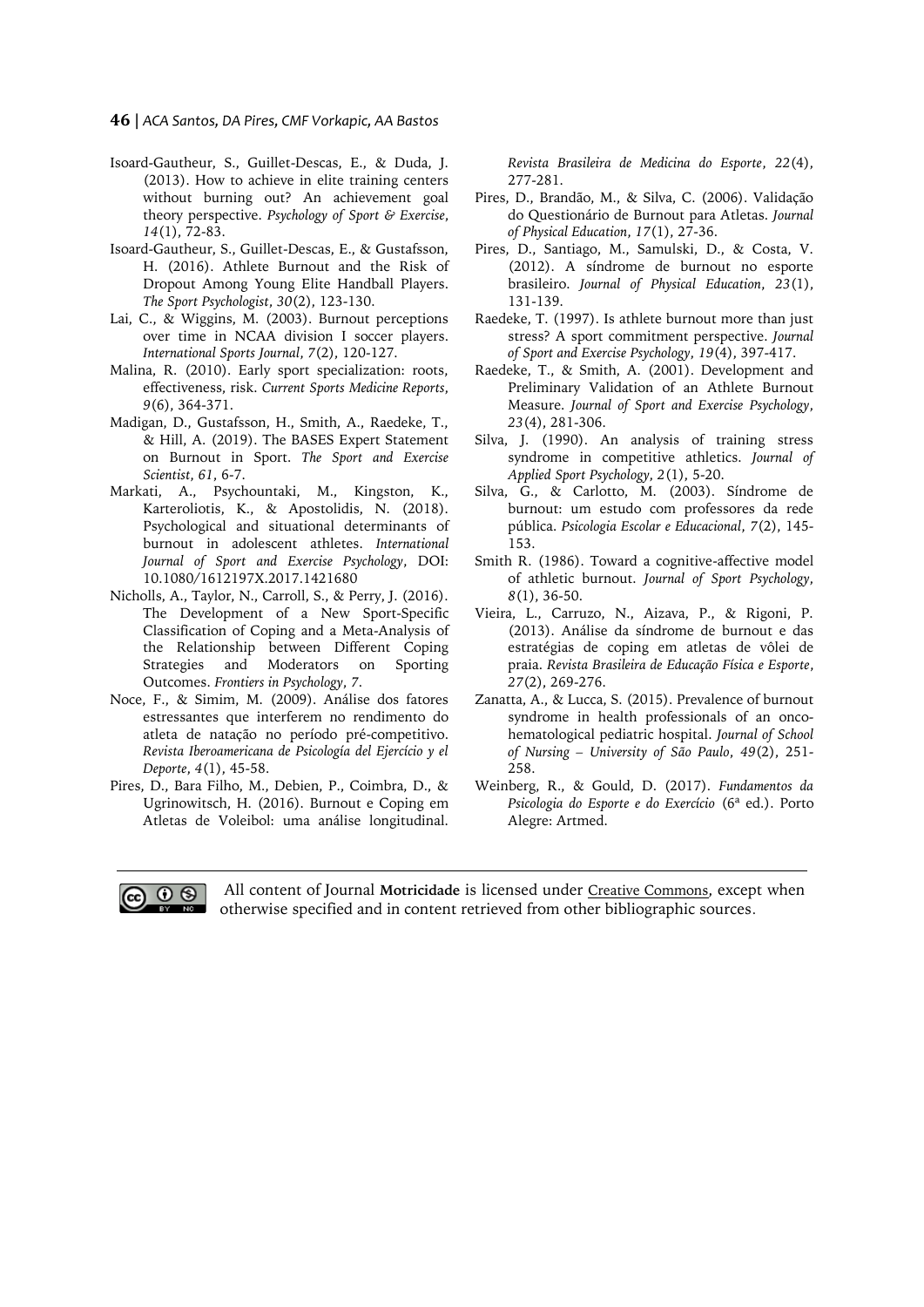Isoard-Gautheur, S., Guillet-Descas, E., & Duda, J. (2013). How to achieve in elite training centers without burning out? An achievement goal theory perspective. *Psychology of Sport & Exercise*, *14*(1), 72-83.

Isoard-Gautheur, S., Guillet-Descas, E., & Gustafsson, H. (2016). Athlete Burnout and the Risk of Dropout Among Young Elite Handball Players. *The Sport Psychologist*, *30*(2), 123-130.

Lai, C., & Wiggins, M. (2003). Burnout perceptions over time in NCAA division I soccer players. *International Sports Journal*, *7*(2), 120-127.

Malina, R. (2010). Early sport specialization: roots, effectiveness, risk. *Current Sports Medicine Reports*, *9*(6), 364-371.

Madigan, D., Gustafsson, H., Smith, A., Raedeke, T., & Hill, A. (2019). The BASES Expert Statement on Burnout in Sport. *The Sport and Exercise Scientist*, *61*, 6-7.

Markati, A., Psychountaki, M., Kingston, K., Karteroliotis, K., & Apostolidis, N. (2018). Psychological and situational determinants of burnout in adolescent athletes. *International Journal of Sport and Exercise Psychology*, DOI: 10.1080/1612197X.2017.1421680

Nicholls, A., Taylor, N., Carroll, S., & Perry, J. (2016). The Development of a New Sport-Specific Classification of Coping and a Meta-Analysis of the Relationship between Different Coping Strategies and Moderators on Sporting Outcomes. *Frontiers in Psychology*, *7*.

Noce, F., & Simim, M. (2009). Análise dos fatores estressantes que interferem no rendimento do atleta de natação no período pré-competitivo. *Revista Iberoamericana de Psicología del Ejercício y el Deporte*, *4*(1), 45-58.

Pires, D., Bara Filho, M., Debien, P., Coimbra, D., & Ugrinowitsch, H. (2016). Burnout e Coping em Atletas de Voleibol: uma análise longitudinal. *Revista Brasileira de Medicina do Esporte*, *22*(4), 277-281.

Pires, D., Brandão, M., & Silva, C. (2006). Validação do Questionário de Burnout para Atletas. *Journal of Physical Education*, *17*(1), 27-36.

Pires, D., Santiago, M., Samulski, D., & Costa, V. (2012). A síndrome de burnout no esporte brasileiro. *Journal of Physical Education*, *23*(1), 131-139.

Raedeke, T. (1997). Is athlete burnout more than just stress? A sport commitment perspective. *Journal of Sport and Exercise Psychology*, *19*(4), 397-417.

Raedeke, T., & Smith, A. (2001). Development and Preliminary Validation of an Athlete Burnout Measure. *Journal of Sport and Exercise Psychology*, *23*(4), 281-306.

Silva, J. (1990). An analysis of training stress syndrome in competitive athletics. *Journal of Applied Sport Psychology*, *2*(1), 5-20.

Silva, G., & Carlotto, M. (2003). Síndrome de burnout: um estudo com professores da rede pública. *Psicologia Escolar e Educacional*, *7*(2), 145-153.

Smith R. (1986). Toward a cognitive-affective model of athletic burnout. *Journal of Sport Psychology*, *8*(1), 36-50.

Vieira, L., Carruzo, N., Aizava, P., & Rigoni, P. (2013). Análise da síndrome de burnout e das estratégias de coping em atletas de vôlei de praia. *Revista Brasileira de Educação Física e Esporte*, *27*(2), 269-276.

Zanatta, A., & Lucca, S. (2015). Prevalence of burnout syndrome in health professionals of an onco-hematological pediatric hospital. *Journal of School of Nursing – University of São Paulo*, *49*(2), 251-258.

Weinberg, R., & Gould, D. (2017). *Fundamentos da Psicologia do Esporte e do Exercício* (6ª ed.). Porto Alegre: Artmed.

---

All content of Journal **Motricidade** is licensed under Creative Commons, except when otherwise specified and in content retrieved from other bibliographic sources.